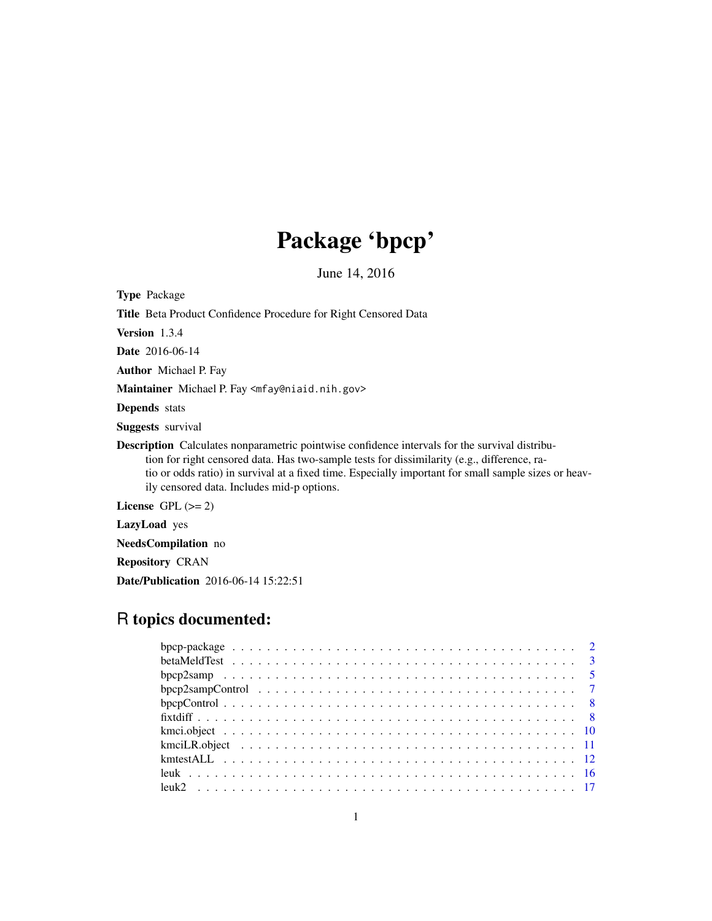# Package 'bpcp'

June 14, 2016

**Type** Package

**Title** Beta Product Confidence Procedure for Right Censored Data

**Version** 1.3.4

**Date** 2016-06-14

**Author** Michael P. Fay

**Maintainer** Michael P. Fay <mfay@niaid.nih.gov>

**Depends** stats

**Suggests** survival

**Description** Calculates nonparametric pointwise confidence intervals for the survival distribution for right censored data. Has two-sample tests for dissimilarity (e.g., difference, ratio or odds ratio) in survival at a fixed time. Especially important for small sample sizes or heavily censored data. Includes mid-p options.

**License** GPL (>= 2)

**LazyLoad** yes

**NeedsCompilation** no

**Repository** CRAN

**Date/Publication** 2016-06-14 15:22:51

## R topics documented:

| | |
|---|---|
| bpcp-package | 2 |
| betaMeldTest | 3 |
| bpcp2samp | 5 |
| bpcp2sampControl | 7 |
| bpcpControl | 8 |
| fixtdiff | 8 |
| kmci.object | 10 |
| kmciLR.object | 11 |
| kmtestALL | 12 |
| leuk | 16 |
| leuk2 | 17 |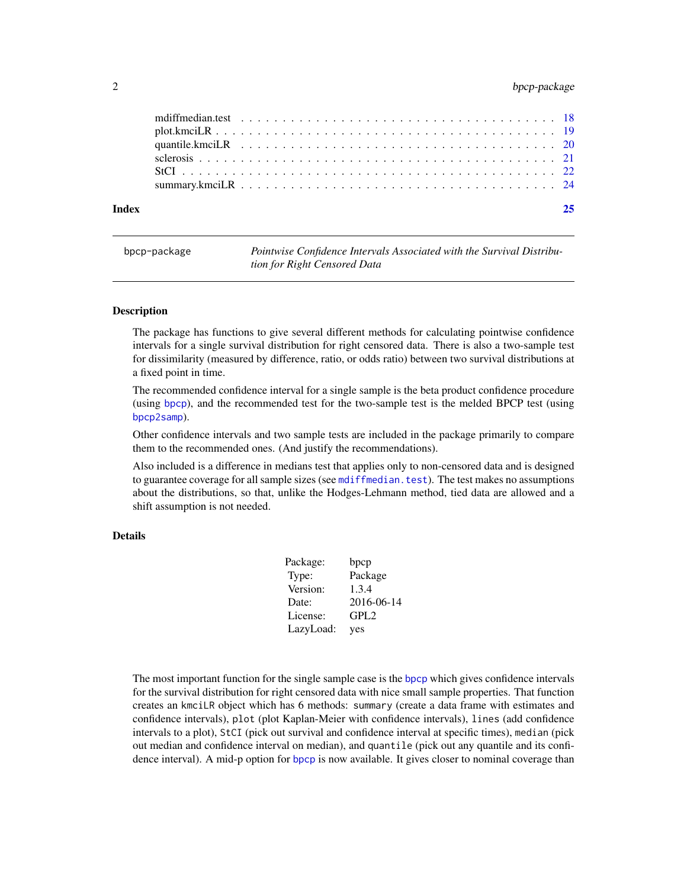| | |
|---|---|
| mdiffmedian.test | 18 |
| plot.kmciLR | 19 |
| quantile.kmciLR | 20 |
| sclerosis | 21 |
| StCI | 22 |
| summary.kmciLR | 24 |

**Index** **25**

---

bpcp-package — *Pointwise Confidence Intervals Associated with the Survival Distribution for Right Censored Data*

---

## Description

The package has functions to give several different methods for calculating pointwise confidence intervals for a single survival distribution for right censored data. There is also a two-sample test for dissimilarity (measured by difference, ratio, or odds ratio) between two survival distributions at a fixed point in time.

The recommended confidence interval for a single sample is the beta product confidence procedure (using `bpcp`), and the recommended test for the two-sample test is the melded BPCP test (using `bpcp2samp`).

Other confidence intervals and two sample tests are included in the package primarily to compare them to the recommended ones. (And justify the recommendations).

Also included is a difference in medians test that applies only to non-censored data and is designed to guarantee coverage for all sample sizes (see `mdiffmedian.test`). The test makes no assumptions about the distributions, so that, unlike the Hodges-Lehmann method, tied data are allowed and a shift assumption is not needed.

## Details

| | |
|---|---|
| Package: | bpcp |
| Type: | Package |
| Version: | 1.3.4 |
| Date: | 2016-06-14 |
| License: | GPL2 |
| LazyLoad: | yes |

The most important function for the single sample case is the `bpcp` which gives confidence intervals for the survival distribution for right censored data with nice small sample properties. That function creates an `kmciLR` object which has 6 methods: `summary` (create a data frame with estimates and confidence intervals), `plot` (plot Kaplan-Meier with confidence intervals), `lines` (add confidence intervals to a plot), `StCI` (pick out survival and confidence interval at specific times), `median` (pick out median and confidence interval on median), and `quantile` (pick out any quantile and its confidence interval). A mid-p option for `bpcp` is now available. It gives closer to nominal coverage than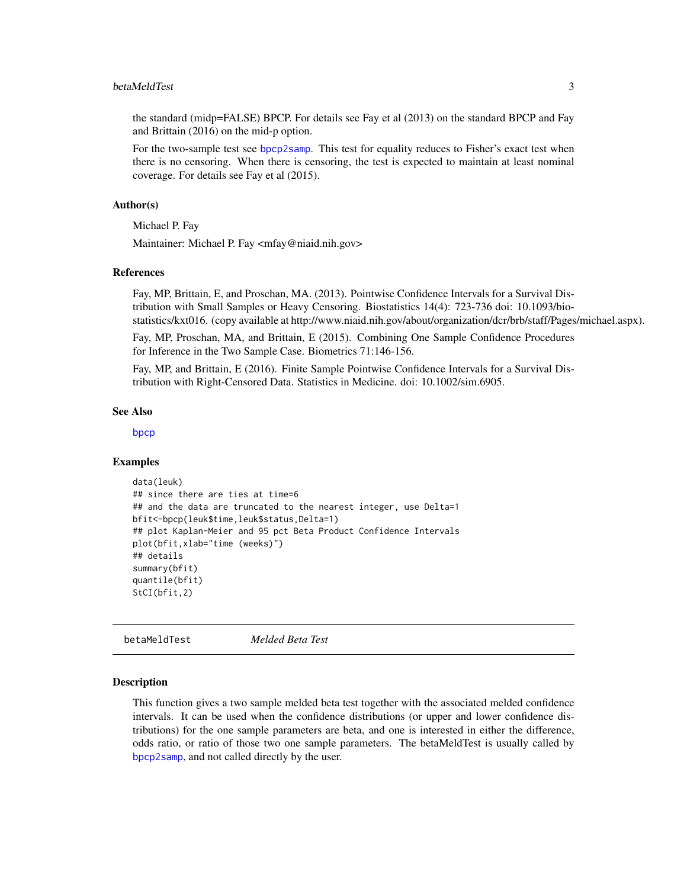the standard (midp=FALSE) BPCP. For details see Fay et al (2013) on the standard BPCP and Fay and Brittain (2016) on the mid-p option.

For the two-sample test see bpcp2samp. This test for equality reduces to Fisher's exact test when there is no censoring. When there is censoring, the test is expected to maintain at least nominal coverage. For details see Fay et al (2015).

### Author(s)

Michael P. Fay

Maintainer: Michael P. Fay <mfay@niaid.nih.gov>

### References

Fay, MP, Brittain, E, and Proschan, MA. (2013). Pointwise Confidence Intervals for a Survival Distribution with Small Samples or Heavy Censoring. Biostatistics 14(4): 723-736 doi: 10.1093/biostatistics/kxt016. (copy available at http://www.niaid.nih.gov/about/organization/dcr/brb/staff/Pages/michael.aspx).

Fay, MP, Proschan, MA, and Brittain, E (2015). Combining One Sample Confidence Procedures for Inference in the Two Sample Case. Biometrics 71:146-156.

Fay, MP, and Brittain, E (2016). Finite Sample Pointwise Confidence Intervals for a Survival Distribution with Right-Censored Data. Statistics in Medicine. doi: 10.1002/sim.6905.

### See Also

bpcp

### Examples

```
data(leuk)
## since there are ties at time=6
## and the data are truncated to the nearest integer, use Delta=1
bfit<-bpcp(leuk$time,leuk$status,Delta=1)
## plot Kaplan-Meier and 95 pct Beta Product Confidence Intervals
plot(bfit,xlab="time (weeks)")
## details
summary(bfit)
quantile(bfit)
StCI(bfit,2)
```

---

## betaMeldTest *Melded Beta Test*

### Description

This function gives a two sample melded beta test together with the associated melded confidence intervals. It can be used when the confidence distributions (or upper and lower confidence distributions) for the one sample parameters are beta, and one is interested in either the difference, odds ratio, or ratio of those two one sample parameters. The betaMeldTest is usually called by bpcp2samp, and not called directly by the user.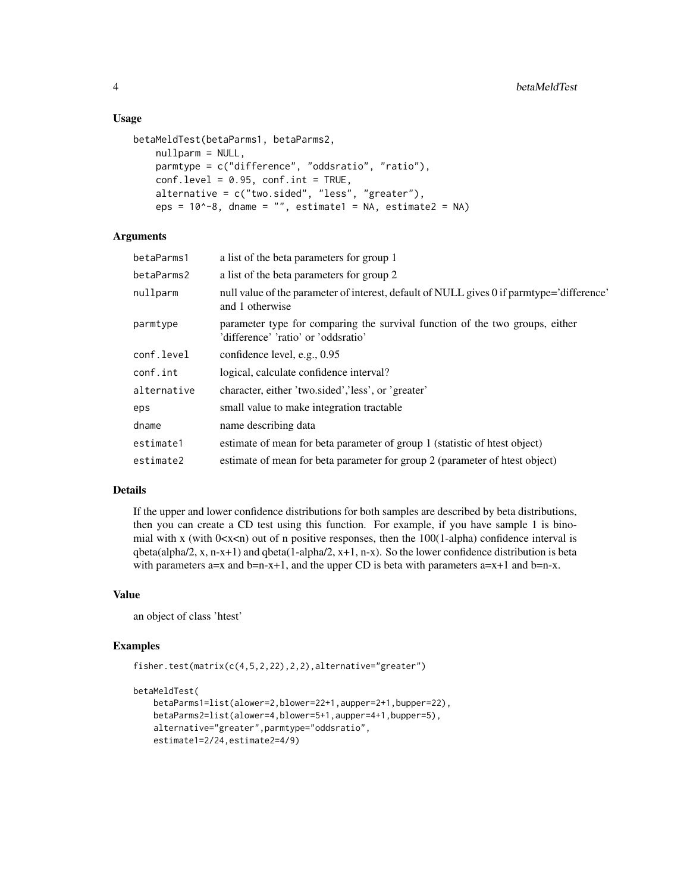### Usage

```
betaMeldTest(betaParms1, betaParms2,
    nullparm = NULL,
    parmtype = c("difference", "oddsratio", "ratio"),
    conf.level = 0.95, conf.int = TRUE,
    alternative = c("two.sided", "less", "greater"),
    eps = 10^-8, dname = "", estimate1 = NA, estimate2 = NA)
```

### Arguments

| | |
|---|---|
| `betaParms1` | a list of the beta parameters for group 1 |
| `betaParms2` | a list of the beta parameters for group 2 |
| `nullparm` | null value of the parameter of interest, default of NULL gives 0 if parmtype='difference' and 1 otherwise |
| `parmtype` | parameter type for comparing the survival function of the two groups, either 'difference' 'ratio' or 'oddsratio' |
| `conf.level` | confidence level, e.g., 0.95 |
| `conf.int` | logical, calculate confidence interval? |
| `alternative` | character, either 'two.sided','less', or 'greater' |
| `eps` | small value to make integration tractable |
| `dname` | name describing data |
| `estimate1` | estimate of mean for beta parameter of group 1 (statistic of htest object) |
| `estimate2` | estimate of mean for beta parameter for group 2 (parameter of htest object) |

### Details

If the upper and lower confidence distributions for both samples are described by beta distributions, then you can create a CD test using this function. For example, if you have sample 1 is binomial with x (with 0<x<n) out of n positive responses, then the 100(1-alpha) confidence interval is qbeta(alpha/2, x, n-x+1) and qbeta(1-alpha/2, x+1, n-x). So the lower confidence distribution is beta with parameters a=x and b=n-x+1, and the upper CD is beta with parameters a=x+1 and b=n-x.

### Value

an object of class 'htest'

### Examples

```
fisher.test(matrix(c(4,5,2,22),2,2),alternative="greater")

betaMeldTest(
    betaParms1=list(alower=2,blower=22+1,aupper=2+1,bupper=22),
    betaParms2=list(alower=4,blower=5+1,aupper=4+1,bupper=5),
    alternative="greater",parmtype="oddsratio",
    estimate1=2/24,estimate2=4/9)
```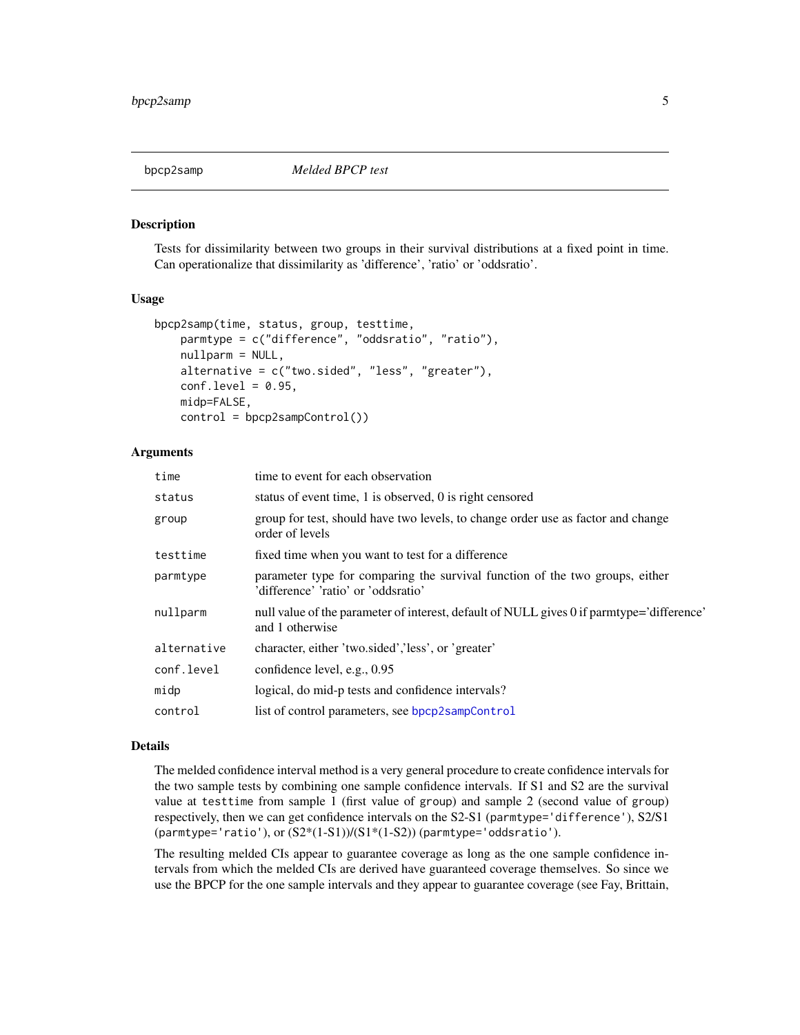bpcp2samp *Melded BPCP test*

## Description

Tests for dissimilarity between two groups in their survival distributions at a fixed point in time. Can operationalize that dissimilarity as 'difference', 'ratio' or 'oddsratio'.

## Usage

```
bpcp2samp(time, status, group, testtime,
    parmtype = c("difference", "oddsratio", "ratio"),
    nullparm = NULL,
    alternative = c("two.sided", "less", "greater"),
    conf.level = 0.95,
    midp=FALSE,
    control = bpcp2sampControl())
```

## Arguments

| | |
|---|---|
| `time` | time to event for each observation |
| `status` | status of event time, 1 is observed, 0 is right censored |
| `group` | group for test, should have two levels, to change order use as factor and change order of levels |
| `testtime` | fixed time when you want to test for a difference |
| `parmtype` | parameter type for comparing the survival function of the two groups, either 'difference' 'ratio' or 'oddsratio' |
| `nullparm` | null value of the parameter of interest, default of NULL gives 0 if parmtype='difference' and 1 otherwise |
| `alternative` | character, either 'two.sided','less', or 'greater' |
| `conf.level` | confidence level, e.g., 0.95 |
| `midp` | logical, do mid-p tests and confidence intervals? |
| `control` | list of control parameters, see `bpcp2sampControl` |

## Details

The melded confidence interval method is a very general procedure to create confidence intervals for the two sample tests by combining one sample confidence intervals. If S1 and S2 are the survival value at `testtime` from sample 1 (first value of `group`) and sample 2 (second value of `group`) respectively, then we can get confidence intervals on the S2-S1 (`parmtype='difference'`), S2/S1 (`parmtype='ratio'`), or (S2*(1-S1))/(S1*(1-S2)) (`parmtype='oddsratio'`).

The resulting melded CIs appear to guarantee coverage as long as the one sample confidence intervals from which the melded CIs are derived have guaranteed coverage themselves. So since we use the BPCP for the one sample intervals and they appear to guarantee coverage (see Fay, Brittain,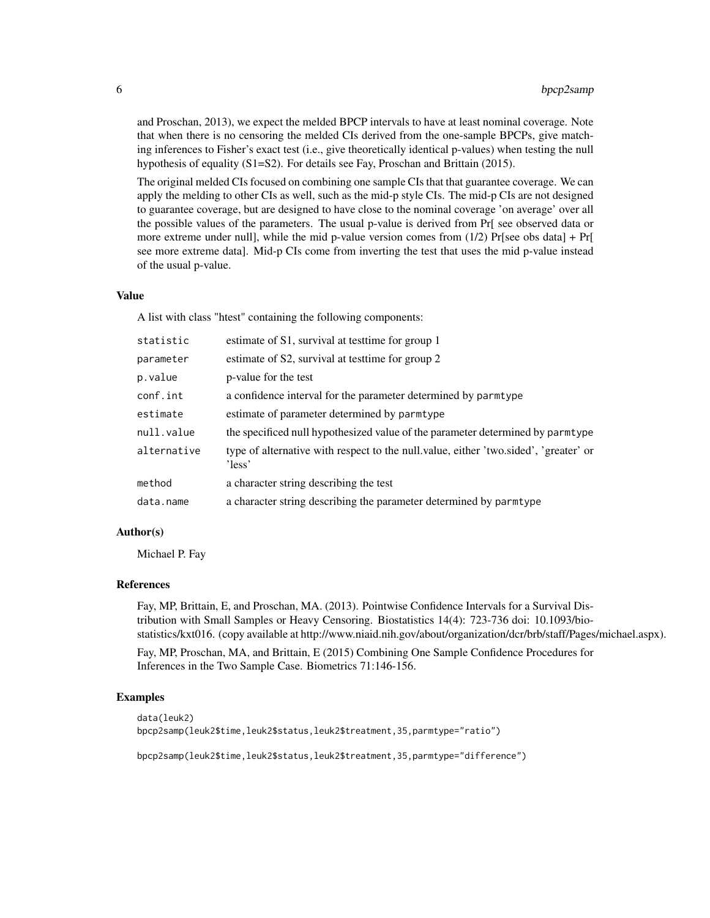and Proschan, 2013), we expect the melded BPCP intervals to have at least nominal coverage. Note that when there is no censoring the melded CIs derived from the one-sample BPCPs, give matching inferences to Fisher's exact test (i.e., give theoretically identical p-values) when testing the null hypothesis of equality (S1=S2). For details see Fay, Proschan and Brittain (2015).

The original melded CIs focused on combining one sample CIs that that guarantee coverage. We can apply the melding to other CIs as well, such as the mid-p style CIs. The mid-p CIs are not designed to guarantee coverage, but are designed to have close to the nominal coverage 'on average' over all the possible values of the parameters. The usual p-value is derived from Pr[ see observed data or more extreme under null], while the mid p-value version comes from (1/2) Pr[see obs data] + Pr[ see more extreme data]. Mid-p CIs come from inverting the test that uses the mid p-value instead of the usual p-value.

### Value

A list with class "htest" containing the following components:

| | |
|---|---|
| `statistic` | estimate of S1, survival at testtime for group 1 |
| `parameter` | estimate of S2, survival at testtime for group 2 |
| `p.value` | p-value for the test |
| `conf.int` | a confidence interval for the parameter determined by `parmtype` |
| `estimate` | estimate of parameter determined by `parmtype` |
| `null.value` | the specificed null hypothesized value of the parameter determined by `parmtype` |
| `alternative` | type of alternative with respect to the null.value, either 'two.sided', 'greater' or 'less' |
| `method` | a character string describing the test |
| `data.name` | a character string describing the parameter determined by `parmtype` |

### Author(s)

Michael P. Fay

### References

Fay, MP, Brittain, E, and Proschan, MA. (2013). Pointwise Confidence Intervals for a Survival Distribution with Small Samples or Heavy Censoring. Biostatistics 14(4): 723-736 doi: 10.1093/biostatistics/kxt016. (copy available at http://www.niaid.nih.gov/about/organization/dcr/brb/staff/Pages/michael.aspx).

Fay, MP, Proschan, MA, and Brittain, E (2015) Combining One Sample Confidence Procedures for Inferences in the Two Sample Case. Biometrics 71:146-156.

### Examples

```
data(leuk2)
bpcp2samp(leuk2$time,leuk2$status,leuk2$treatment,35,parmtype="ratio")

bpcp2samp(leuk2$time,leuk2$status,leuk2$treatment,35,parmtype="difference")
```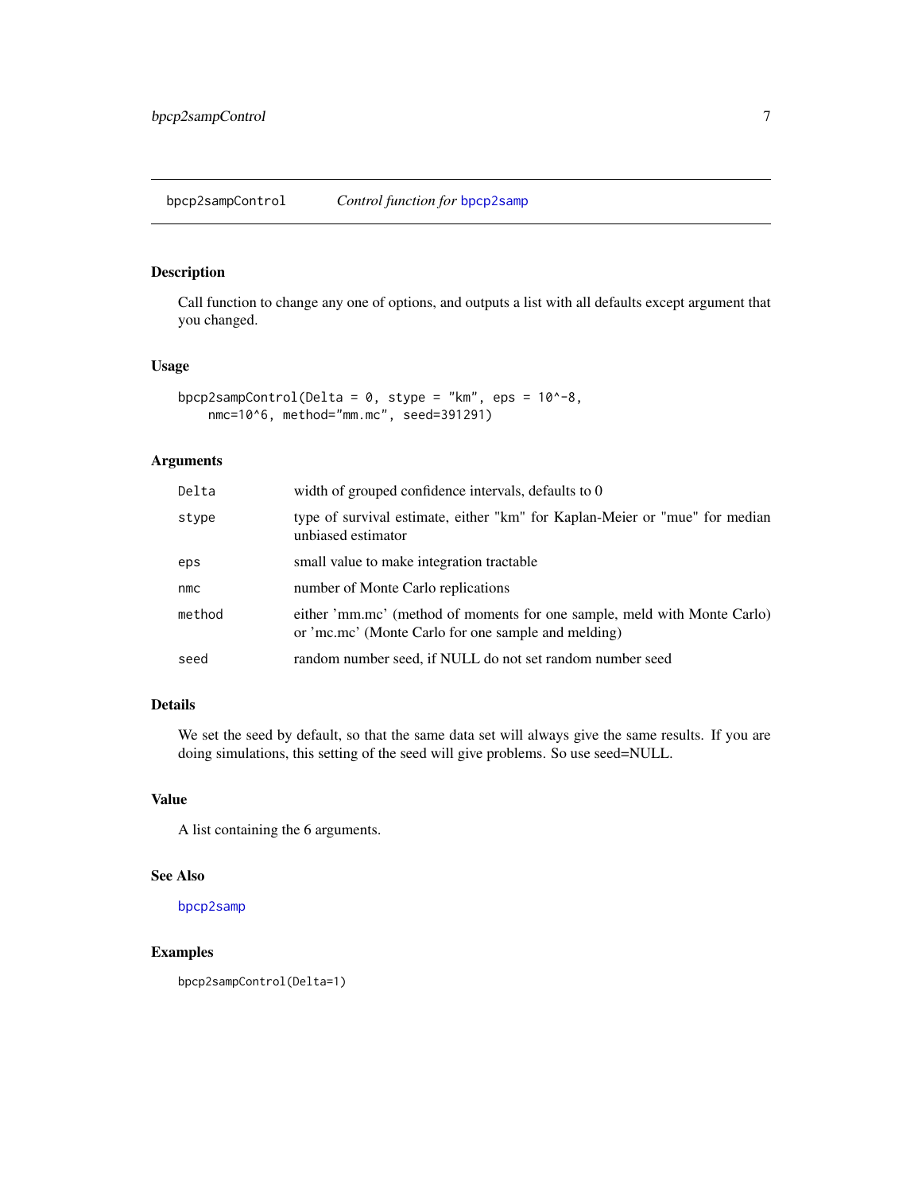# bpcp2sampControl — *Control function for* bpcp2samp

## Description

Call function to change any one of options, and outputs a list with all defaults except argument that you changed.

## Usage

```
bpcp2sampControl(Delta = 0, stype = "km", eps = 10^-8,
    nmc=10^6, method="mm.mc", seed=391291)
```

## Arguments

| | |
|---|---|
| `Delta` | width of grouped confidence intervals, defaults to 0 |
| `stype` | type of survival estimate, either "km" for Kaplan-Meier or "mue" for median unbiased estimator |
| `eps` | small value to make integration tractable |
| `nmc` | number of Monte Carlo replications |
| `method` | either 'mm.mc' (method of moments for one sample, meld with Monte Carlo) or 'mc.mc' (Monte Carlo for one sample and melding) |
| `seed` | random number seed, if NULL do not set random number seed |

## Details

We set the seed by default, so that the same data set will always give the same results. If you are doing simulations, this setting of the seed will give problems. So use seed=NULL.

## Value

A list containing the 6 arguments.

## See Also

`bpcp2samp`

## Examples

```
bpcp2sampControl(Delta=1)
```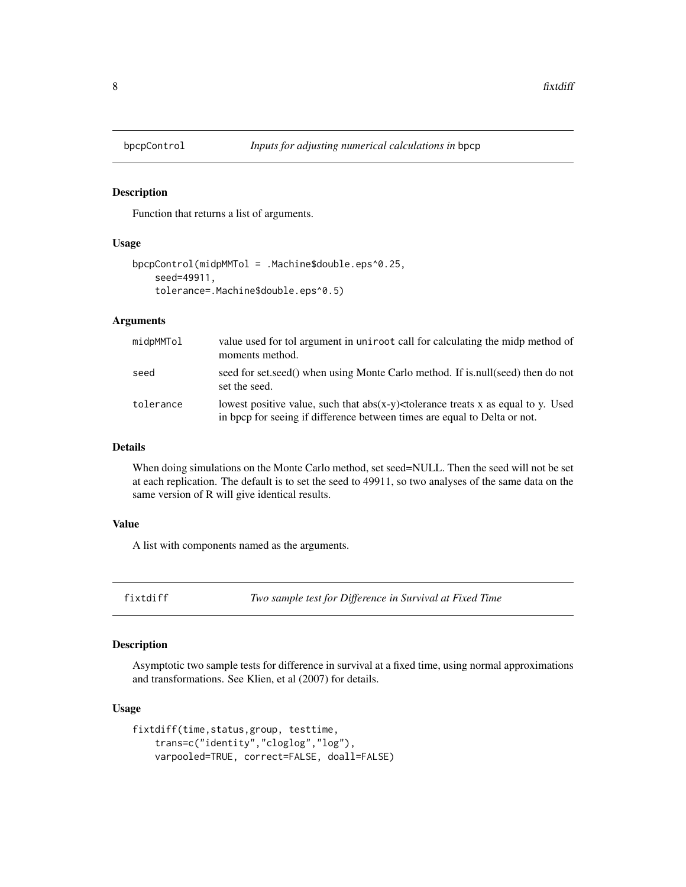## bpcpControl — *Inputs for adjusting numerical calculations in* bpcp

### Description

Function that returns a list of arguments.

### Usage

```
bpcpControl(midpMMTol = .Machine$double.eps^0.25,
    seed=49911,
    tolerance=.Machine$double.eps^0.5)
```

### Arguments

| | |
|---|---|
| midpMMTol | value used for tol argument in uniroot call for calculating the midp method of moments method. |
| seed | seed for set.seed() when using Monte Carlo method. If is.null(seed) then do not set the seed. |
| tolerance | lowest positive value, such that abs(x-y)<tolerance treats x as equal to y. Used in bpcp for seeing if difference between times are equal to Delta or not. |

### Details

When doing simulations on the Monte Carlo method, set seed=NULL. Then the seed will not be set at each replication. The default is to set the seed to 49911, so two analyses of the same data on the same version of R will give identical results.

### Value

A list with components named as the arguments.

## fixtdiff — *Two sample test for Difference in Survival at Fixed Time*

### Description

Asymptotic two sample tests for difference in survival at at a fixed time, using normal approximations and transformations. See Klien, et al (2007) for details.

### Usage

```
fixtdiff(time,status,group, testtime,
    trans=c("identity","cloglog","log"),
    varpooled=TRUE, correct=FALSE, doall=FALSE)
```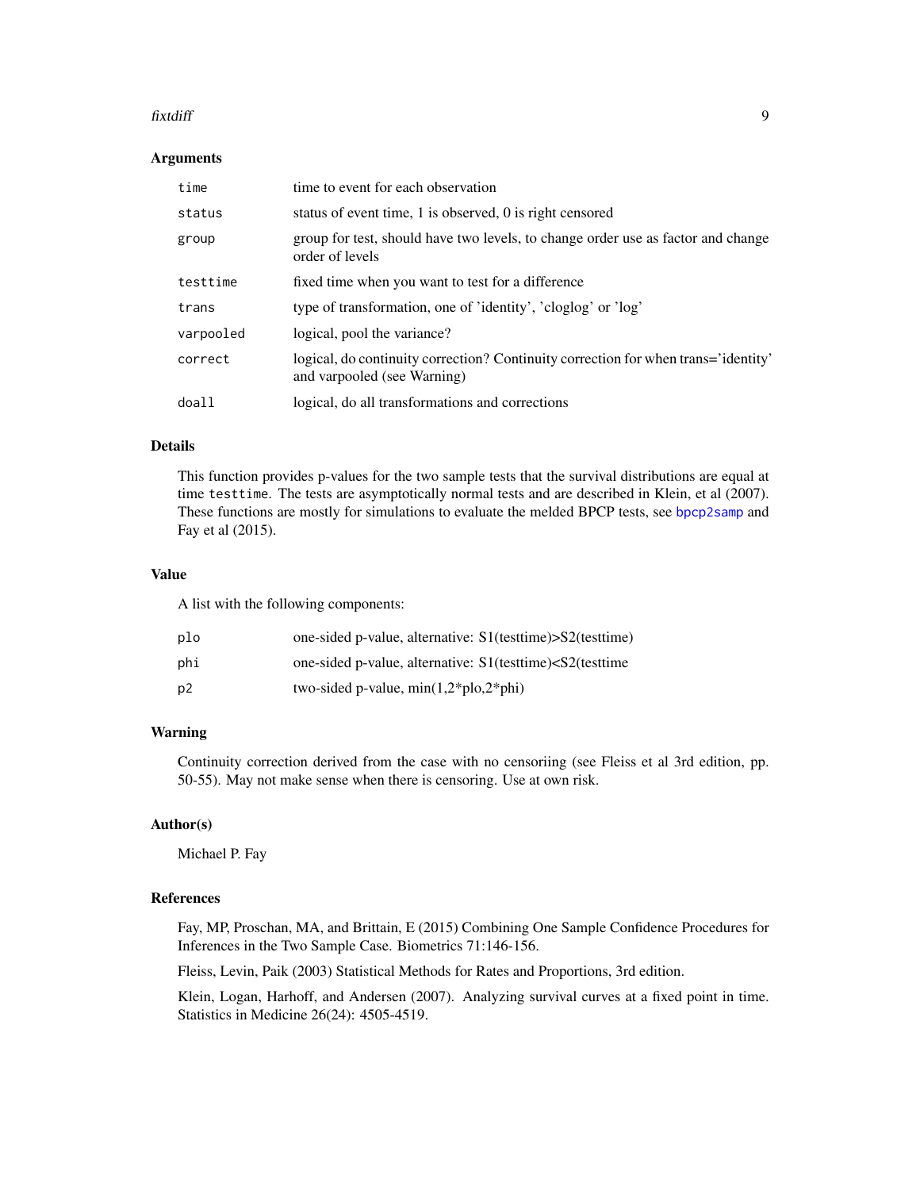## Arguments

| | |
|---|---|
| time | time to event for each observation |
| status | status of event time, 1 is observed, 0 is right censored |
| group | group for test, should have two levels, to change order use as factor and change order of levels |
| testtime | fixed time when you want to test for a difference |
| trans | type of transformation, one of 'identity', 'cloglog' or 'log' |
| varpooled | logical, pool the variance? |
| correct | logical, do continuity correction? Continuity correction for when trans='identity' and varpooled (see Warning) |
| doall | logical, do all transformations and corrections |

## Details

This function provides p-values for the two sample tests that the survival distributions are equal at time `testtime`. The tests are asymptotically normal tests and are described in Klein, et al (2007). These functions are mostly for simulations to evaluate the melded BPCP tests, see `bpcp2samp` and Fay et al (2015).

## Value

A list with the following components:

| | |
|---|---|
| plo | one-sided p-value, alternative: S1(testtime)>S2(testtime) |
| phi | one-sided p-value, alternative: S1(testtime)<S2(testtime |
| p2 | two-sided p-value, min(1,2*plo,2*phi) |

## Warning

Continuity correction derived from the case with no censoriing (see Fleiss et al 3rd edition, pp. 50-55). May not make sense when there is censoring. Use at own risk.

## Author(s)

Michael P. Fay

## References

Fay, MP, Proschan, MA, and Brittain, E (2015) Combining One Sample Confidence Procedures for Inferences in the Two Sample Case. Biometrics 71:146-156.

Fleiss, Levin, Paik (2003) Statistical Methods for Rates and Proportions, 3rd edition.

Klein, Logan, Harhoff, and Andersen (2007). Analyzing survival curves at a fixed point in time. Statistics in Medicine 26(24): 4505-4519.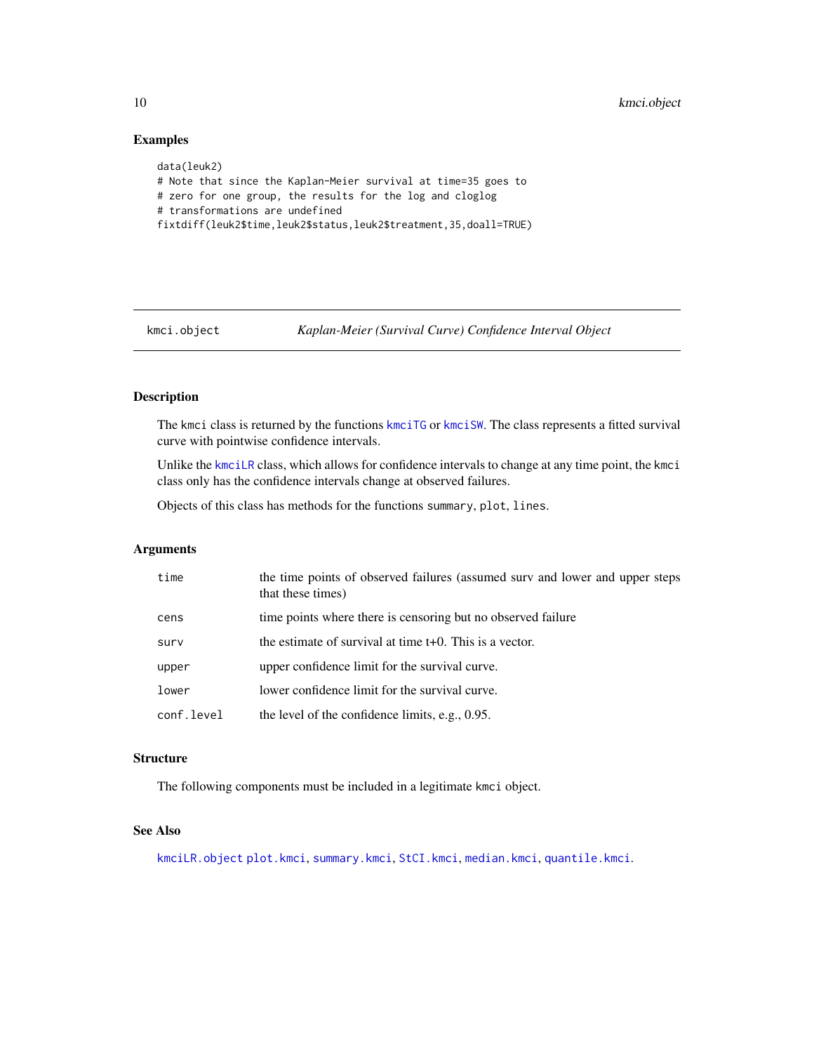## Examples

```
data(leuk2)
# Note that since the Kaplan-Meier survival at time=35 goes to
# zero for one group, the results for the log and cloglog
# transformations are undefined
fixtdiff(leuk2$time,leuk2$status,leuk2$treatment,35,doall=TRUE)
```

---

# kmci.object — *Kaplan-Meier (Survival Curve) Confidence Interval Object*

## Description

The kmci class is returned by the functions kmciTG or kmciSW. The class represents a fitted survival curve with pointwise confidence intervals.

Unlike the kmciLR class, which allows for confidence intervals to change at any time point, the kmci class only has the confidence intervals change at observed failures.

Objects of this class has methods for the functions summary, plot, lines.

## Arguments

| | |
|---|---|
| time | the time points of observed failures (assumed surv and lower and upper steps that these times) |
| cens | time points where there is censoring but no observed failure |
| surv | the estimate of survival at time t+0. This is a vector. |
| upper | upper confidence limit for the survival curve. |
| lower | lower confidence limit for the survival curve. |
| conf.level | the level of the confidence limits, e.g., 0.95. |

## Structure

The following components must be included in a legitimate kmci object.

## See Also

kmciLR.object plot.kmci, summary.kmci, StCI.kmci, median.kmci, quantile.kmci.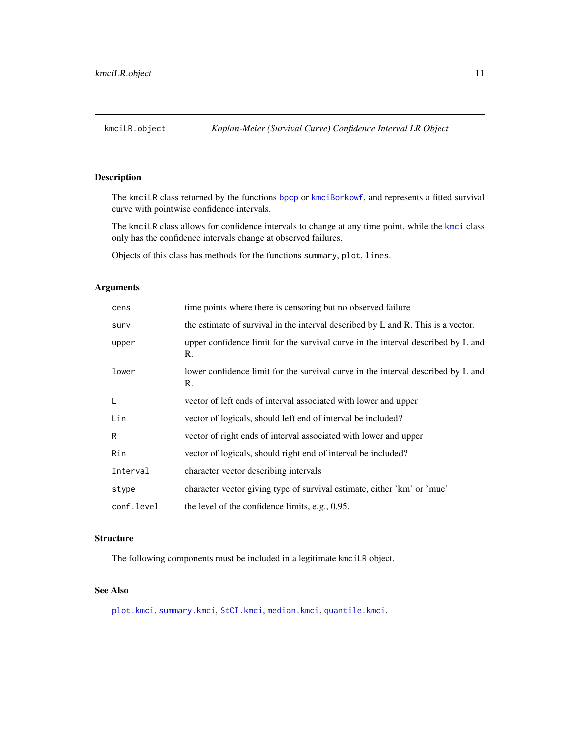kmciLR.object *Kaplan-Meier (Survival Curve) Confidence Interval LR Object*

## Description

The kmciLR class returned by the functions bpcp or kmciBorkowf, and represents a fitted survival curve with pointwise confidence intervals.

The kmciLR class allows for confidence intervals to change at any time point, while the kmci class only has the confidence intervals change at observed failures.

Objects of this class has methods for the functions summary, plot, lines.

## Arguments

| | |
|---|---|
| cens | time points where there is censoring but no observed failure |
| surv | the estimate of survival in the interval described by L and R. This is a vector. |
| upper | upper confidence limit for the survival curve in the interval described by L and R. |
| lower | lower confidence limit for the survival curve in the interval described by L and R. |
| L | vector of left ends of interval associated with lower and upper |
| Lin | vector of logicals, should left end of interval be included? |
| R | vector of right ends of interval associated with lower and upper |
| Rin | vector of logicals, should right end of interval be included? |
| Interval | character vector describing intervals |
| stype | character vector giving type of survival estimate, either 'km' or 'mue' |
| conf.level | the level of the confidence limits, e.g., 0.95. |

## Structure

The following components must be included in a legitimate kmciLR object.

## See Also

plot.kmci, summary.kmci, StCI.kmci, median.kmci, quantile.kmci.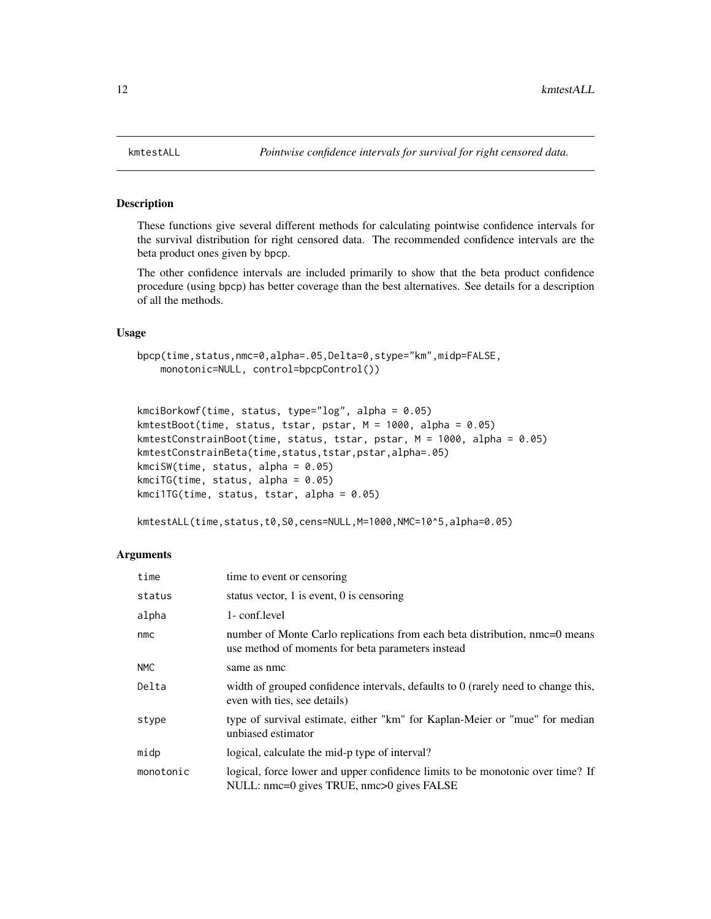kmtestALL *Pointwise confidence intervals for survival for right censored data.*

## Description

These functions give several different methods for calculating pointwise confidence intervals for the survival distribution for right censored data. The recommended confidence intervals are the beta product ones given by bpcp.

The other confidence intervals are included primarily to show that the beta product confidence procedure (using bpcp) has better coverage than the best alternatives. See details for a description of all the methods.

## Usage

```
bpcp(time,status,nmc=0,alpha=.05,Delta=0,stype="km",midp=FALSE,
    monotonic=NULL, control=bpcpControl())


kmciBorkowf(time, status, type="log", alpha = 0.05)
kmtestBoot(time, status, tstar, pstar, M = 1000, alpha = 0.05)
kmtestConstrainBoot(time, status, tstar, pstar, M = 1000, alpha = 0.05)
kmtestConstrainBeta(time,status,tstar,pstar,alpha=.05)
kmciSW(time, status, alpha = 0.05)
kmciTG(time, status, alpha = 0.05)
kmci1TG(time, status, tstar, alpha = 0.05)

kmtestALL(time,status,t0,S0,cens=NULL,M=1000,NMC=10^5,alpha=0.05)
```

## Arguments

| | |
|---|---|
| time | time to event or censoring |
| status | status vector, 1 is event, 0 is censoring |
| alpha | 1- conf.level |
| nmc | number of Monte Carlo replications from each beta distribution, nmc=0 means use method of moments for beta parameters instead |
| NMC | same as nmc |
| Delta | width of grouped confidence intervals, defaults to 0 (rarely need to change this, even with ties, see details) |
| stype | type of survival estimate, either "km" for Kaplan-Meier or "mue" for median unbiased estimator |
| midp | logical, calculate the mid-p type of interval? |
| monotonic | logical, force lower and upper confidence limits to be monotonic over time? If NULL: nmc=0 gives TRUE, nmc>0 gives FALSE |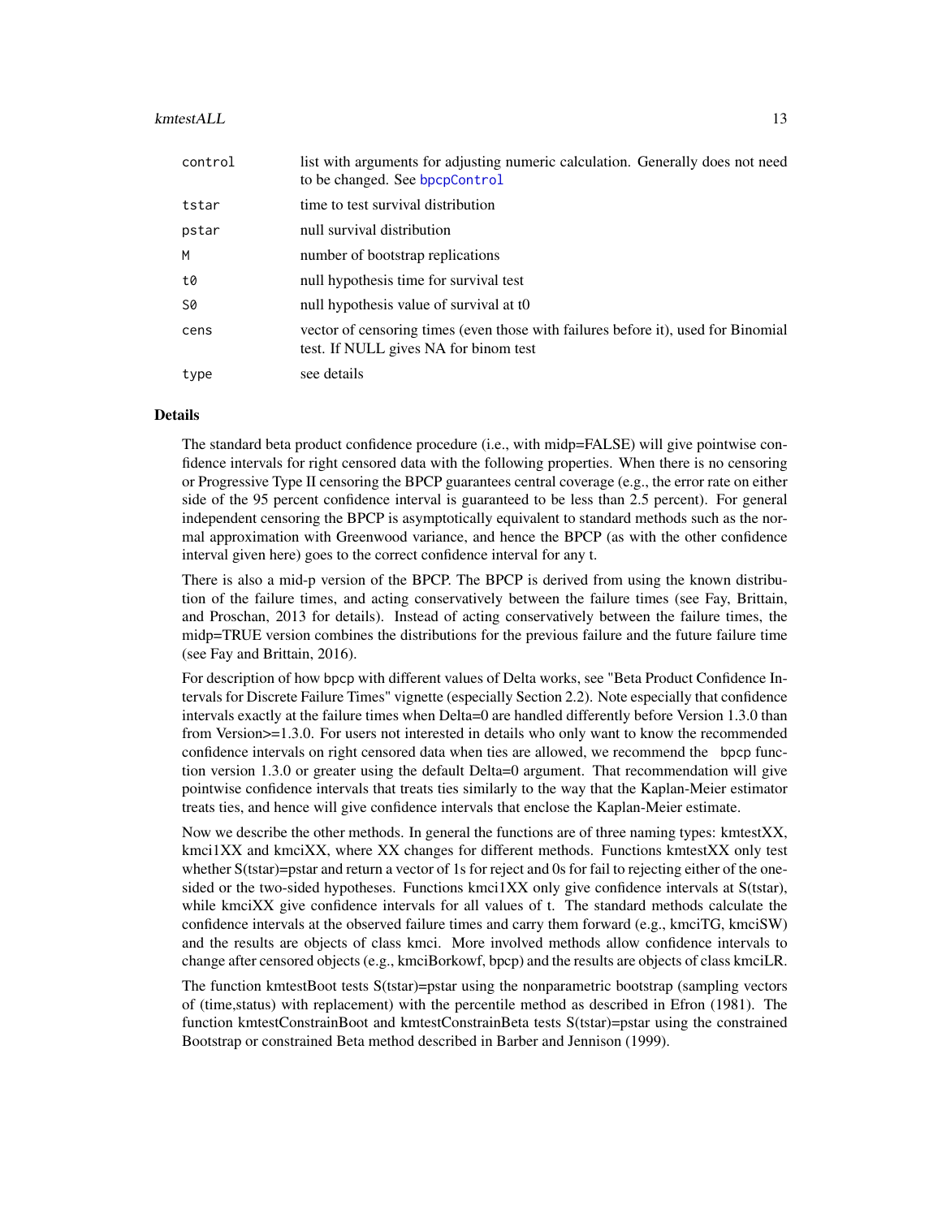| | |
|---|---|
| control | list with arguments for adjusting numeric calculation. Generally does not need to be changed. See bpcpControl |
| tstar | time to test survival distribution |
| pstar | null survival distribution |
| M | number of bootstrap replications |
| t0 | null hypothesis time for survival test |
| S0 | null hypothesis value of survival at t0 |
| cens | vector of censoring times (even those with failures before it), used for Binomial test. If NULL gives NA for binom test |
| type | see details |

## Details

The standard beta product confidence procedure (i.e., with midp=FALSE) will give pointwise confidence intervals for right censored data with the following properties. When there is no censoring or Progressive Type II censoring the BPCP guarantees central coverage (e.g., the error rate on either side of the 95 percent confidence interval is guaranteed to be less than 2.5 percent). For general independent censoring the BPCP is asymptotically equivalent to standard methods such as the normal approximation with Greenwood variance, and hence the BPCP (as with the other confidence interval given here) goes to the correct confidence interval for any t.

There is also a mid-p version of the BPCP. The BPCP is derived from using the known distribution of the failure times, and acting conservatively between the failure times (see Fay, Brittain, and Proschan, 2013 for details). Instead of acting conservatively between the failure times, the midp=TRUE version combines the distributions for the previous failure and the future failure time (see Fay and Brittain, 2016).

For description of how bpcp with different values of Delta works, see "Beta Product Confidence Intervals for Discrete Failure Times" vignette (especially Section 2.2). Note especially that confidence intervals exactly at the failure times when Delta=0 are handled differently before Version 1.3.0 than from Version>=1.3.0. For users not interested in details who only want to know the recommended confidence intervals on right censored data when ties are allowed, we recommend the bpcp function version 1.3.0 or greater using the default Delta=0 argument. That recommendation will give pointwise confidence intervals that treats ties similarly to the way that the Kaplan-Meier estimator treats ties, and hence will give confidence intervals that enclose the Kaplan-Meier estimate.

Now we describe the other methods. In general the functions are of three naming types: kmtestXX, kmci1XX and kmciXX, where XX changes for different methods. Functions kmtestXX only test whether S(tstar)=pstar and return a vector of 1s for reject and 0s for fail to rejecting either of the one-sided or the two-sided hypotheses. Functions kmci1XX only give confidence intervals at S(tstar), while kmciXX give confidence intervals for all values of t. The standard methods calculate the confidence intervals at the observed failure times and carry them forward (e.g., kmciTG, kmciSW) and the results are objects of class kmci. More involved methods allow confidence intervals to change after censored objects (e.g., kmciBorkowf, bpcp) and the results are objects of class kmciLR.

The function kmtestBoot tests S(tstar)=pstar using the nonparametric bootstrap (sampling vectors of (time,status) with replacement) with the percentile method as described in Efron (1981). The function kmtestConstrainBoot and kmtestConstrainBeta tests S(tstar)=pstar using the constrained Bootstrap or constrained Beta method described in Barber and Jennison (1999).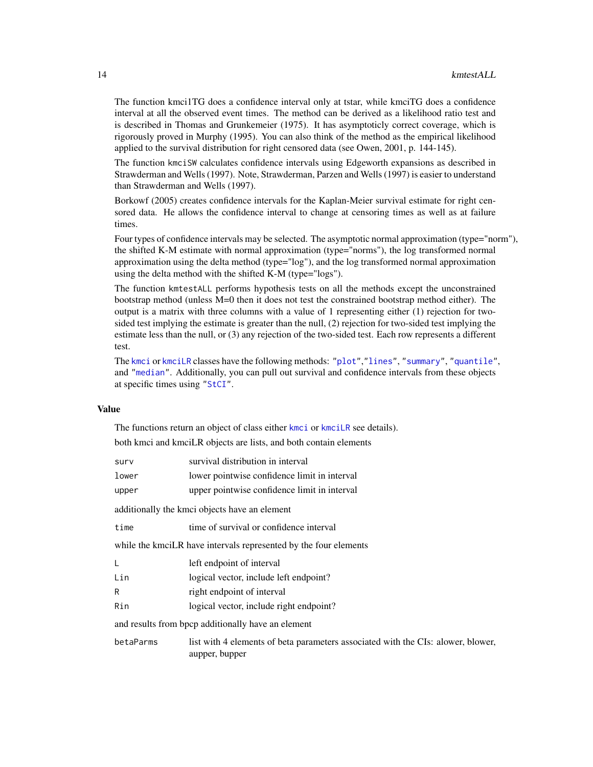The function kmci1TG does a confidence interval only at tstar, while kmciTG does a confidence interval at all the observed event times. The method can be derived as a likelihood ratio test and is described in Thomas and Grunkemeier (1975). It has asymptoticly correct coverage, which is rigorously proved in Murphy (1995). You can also think of the method as the empirical likelihood applied to the survival distribution for right censored data (see Owen, 2001, p. 144-145).

The function `kmciSW` calculates confidence intervals using Edgeworth expansions as described in Strawderman and Wells (1997). Note, Strawderman, Parzen and Wells (1997) is easier to understand than Strawderman and Wells (1997).

Borkowf (2005) creates confidence intervals for the Kaplan-Meier survival estimate for right censored data. He allows the confidence interval to change at censoring times as well as at failure times.

Four types of confidence intervals may be selected. The asymptotic normal approximation (type="norm"), the shifted K-M estimate with normal approximation (type="norms"), the log transformed normal approximation using the delta method (type="log"), and the log transformed normal approximation using the delta method with the shifted K-M (type="logs").

The function `kmtestALL` performs hypothesis tests on all the methods except the unconstrained bootstrap method (unless M=0 then it does not test the constrained bootstrap method either). The output is a matrix with three columns with a value of 1 representing either (1) rejection for two-sided test implying the estimate is greater than the null, (2) rejection for two-sided test implying the estimate less than the null, or (3) any rejection of the two-sided test. Each row represents a different test.

The `kmci` or `kmciLR` classes have the following methods: `"plot"`,`"lines"`, `"summary"`, `"quantile"`, and `"median"`. Additionally, you can pull out survival and confidence intervals from these objects at specific times using `"StCI"`.

## Value

The functions return an object of class either `kmci` or `kmciLR` see details).

both kmci and kmciLR objects are lists, and both contain elements

| | |
|---|---|
| `surv` | survival distribution in interval |
| `lower` | lower pointwise confidence limit in interval |
| `upper` | upper pointwise confidence limit in interval |

additionally the kmci objects have an element

| | |
|---|---|
| `time` | time of survival or confidence interval |

while the kmciLR have intervals represented by the four elements

| | |
|---|---|
| `L` | left endpoint of interval |
| `Lin` | logical vector, include left endpoint? |
| `R` | right endpoint of interval |
| `Rin` | logical vector, include right endpoint? |

and results from bpcp additionally have an element

| | |
|---|---|
| `betaParms` | list with 4 elements of beta parameters associated with the CIs: alower, blower, aupper, bupper |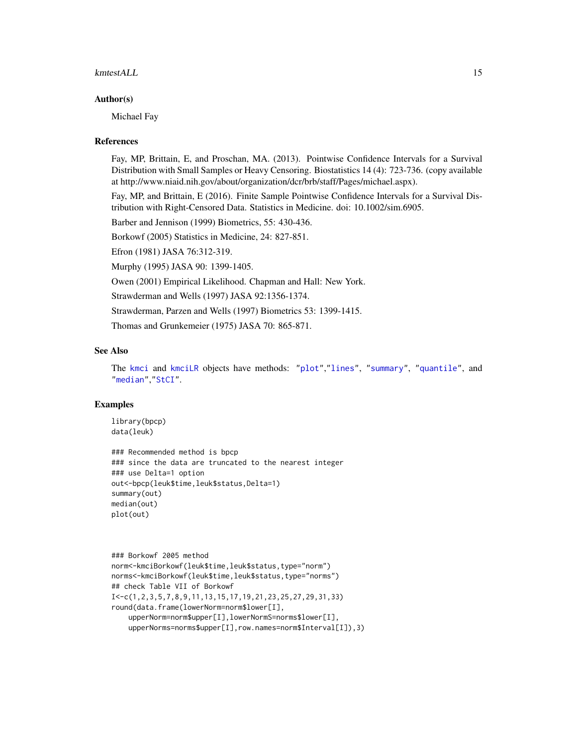### Author(s)

Michael Fay

### References

Fay, MP, Brittain, E, and Proschan, MA. (2013). Pointwise Confidence Intervals for a Survival Distribution with Small Samples or Heavy Censoring. Biostatistics 14 (4): 723-736. (copy available at http://www.niaid.nih.gov/about/organization/dcr/brb/staff/Pages/michael.aspx).

Fay, MP, and Brittain, E (2016). Finite Sample Pointwise Confidence Intervals for a Survival Distribution with Right-Censored Data. Statistics in Medicine. doi: 10.1002/sim.6905.

Barber and Jennison (1999) Biometrics, 55: 430-436.

Borkowf (2005) Statistics in Medicine, 24: 827-851.

Efron (1981) JASA 76:312-319.

Murphy (1995) JASA 90: 1399-1405.

Owen (2001) Empirical Likelihood. Chapman and Hall: New York.

Strawderman and Wells (1997) JASA 92:1356-1374.

Strawderman, Parzen and Wells (1997) Biometrics 53: 1399-1415.

Thomas and Grunkemeier (1975) JASA 70: 865-871.

### See Also

The `kmci` and `kmciLR` objects have methods: `"plot"`,`"lines"`, `"summary"`, `"quantile"`, and `"median"`,`"StCI"`.

### Examples

```
library(bpcp)
data(leuk)

### Recommended method is bpcp
### since the data are truncated to the nearest integer
### use Delta=1 option
out<-bpcp(leuk$time,leuk$status,Delta=1)
summary(out)
median(out)
plot(out)



### Borkowf 2005 method
norm<-kmciBorkowf(leuk$time,leuk$status,type="norm")
norms<-kmciBorkowf(leuk$time,leuk$status,type="norms")
## check Table VII of Borkowf
I<-c(1,2,3,5,7,8,9,11,13,15,17,19,21,23,25,27,29,31,33)
round(data.frame(lowerNorm=norm$lower[I],
    upperNorm=norm$upper[I],lowerNormS=norms$lower[I],
    upperNorms=norms$upper[I],row.names=norm$Interval[I]),3)
```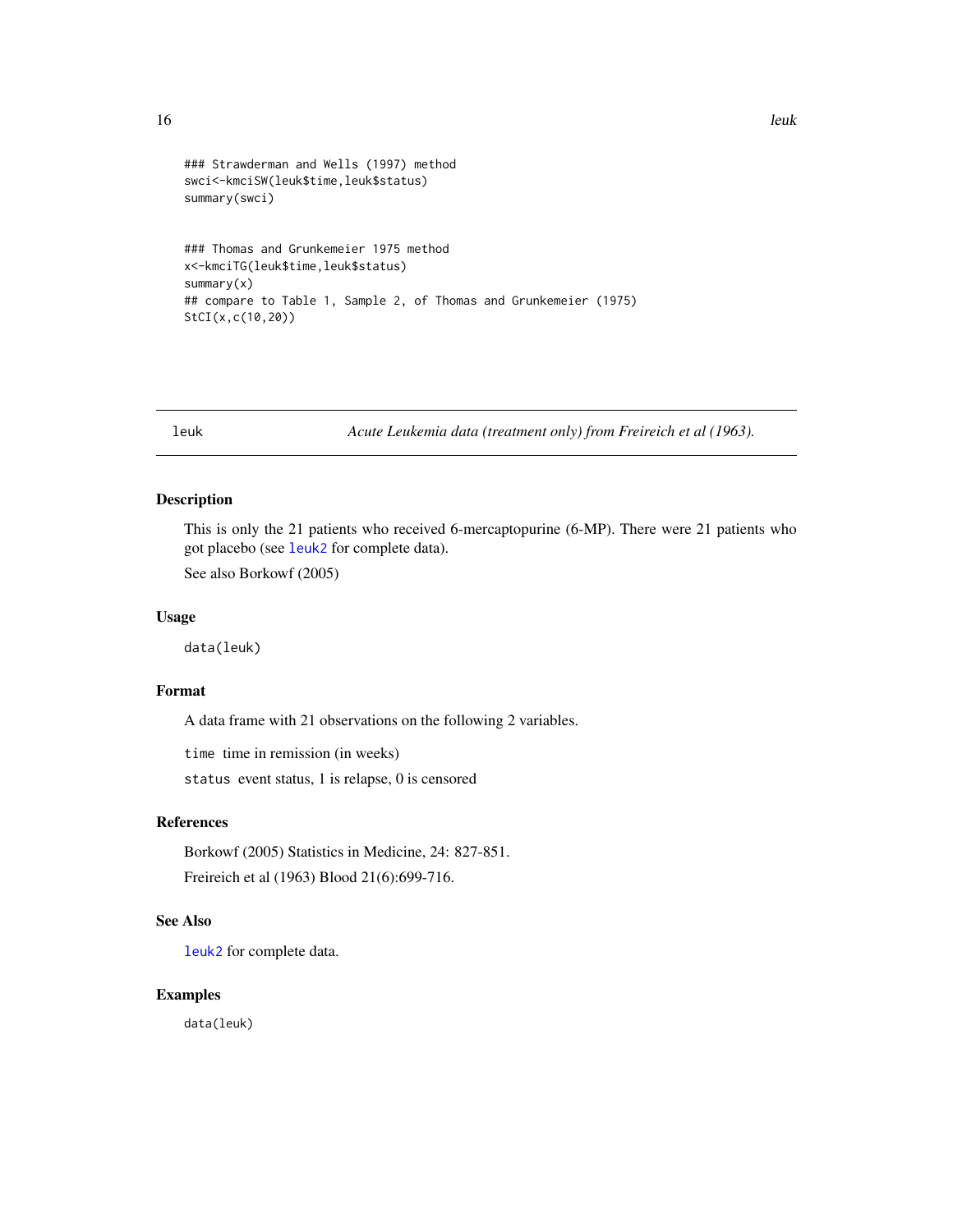```
### Strawderman and Wells (1997) method
swci<-kmciSW(leuk$time,leuk$status)
summary(swci)


### Thomas and Grunkemeier 1975 method
x<-kmciTG(leuk$time,leuk$status)
summary(x)
## compare to Table 1, Sample 2, of Thomas and Grunkemeier (1975)
StCI(x,c(10,20))
```

---

## leuk — *Acute Leukemia data (treatment only) from Freireich et al (1963).*

---

### Description

This is only the 21 patients who received 6-mercaptopurine (6-MP). There were 21 patients who got placebo (see leuk2 for complete data).

See also Borkowf (2005)

### Usage

```
data(leuk)
```

### Format

A data frame with 21 observations on the following 2 variables.

`time` time in remission (in weeks)

`status` event status, 1 is relapse, 0 is censored

### References

Borkowf (2005) Statistics in Medicine, 24: 827-851.

Freireich et al (1963) Blood 21(6):699-716.

### See Also

leuk2 for complete data.

### Examples

```
data(leuk)
```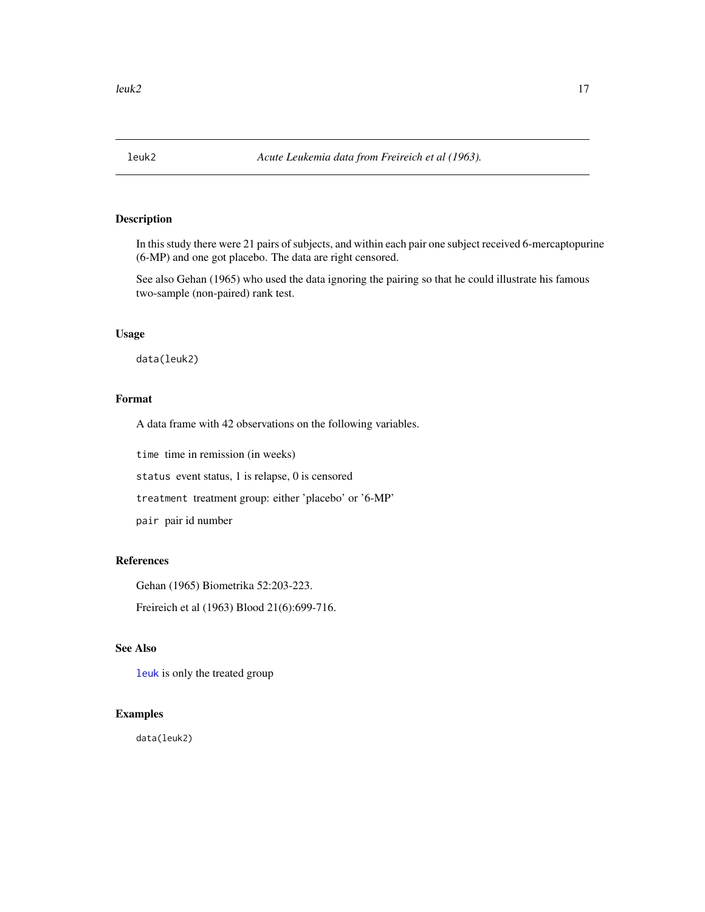# leuk2 — *Acute Leukemia data from Freireich et al (1963).*

## Description

In this study there were 21 pairs of subjects, and within each pair one subject received 6-mercaptopurine (6-MP) and one got placebo. The data are right censored.

See also Gehan (1965) who used the data ignoring the pairing so that he could illustrate his famous two-sample (non-paired) rank test.

## Usage

```
data(leuk2)
```

## Format

A data frame with 42 observations on the following variables.

`time` time in remission (in weeks)

`status` event status, 1 is relapse, 0 is censored

`treatment` treatment group: either 'placebo' or '6-MP'

`pair` pair id number

## References

Gehan (1965) Biometrika 52:203-223.

Freireich et al (1963) Blood 21(6):699-716.

## See Also

`leuk` is only the treated group

## Examples

```
data(leuk2)
```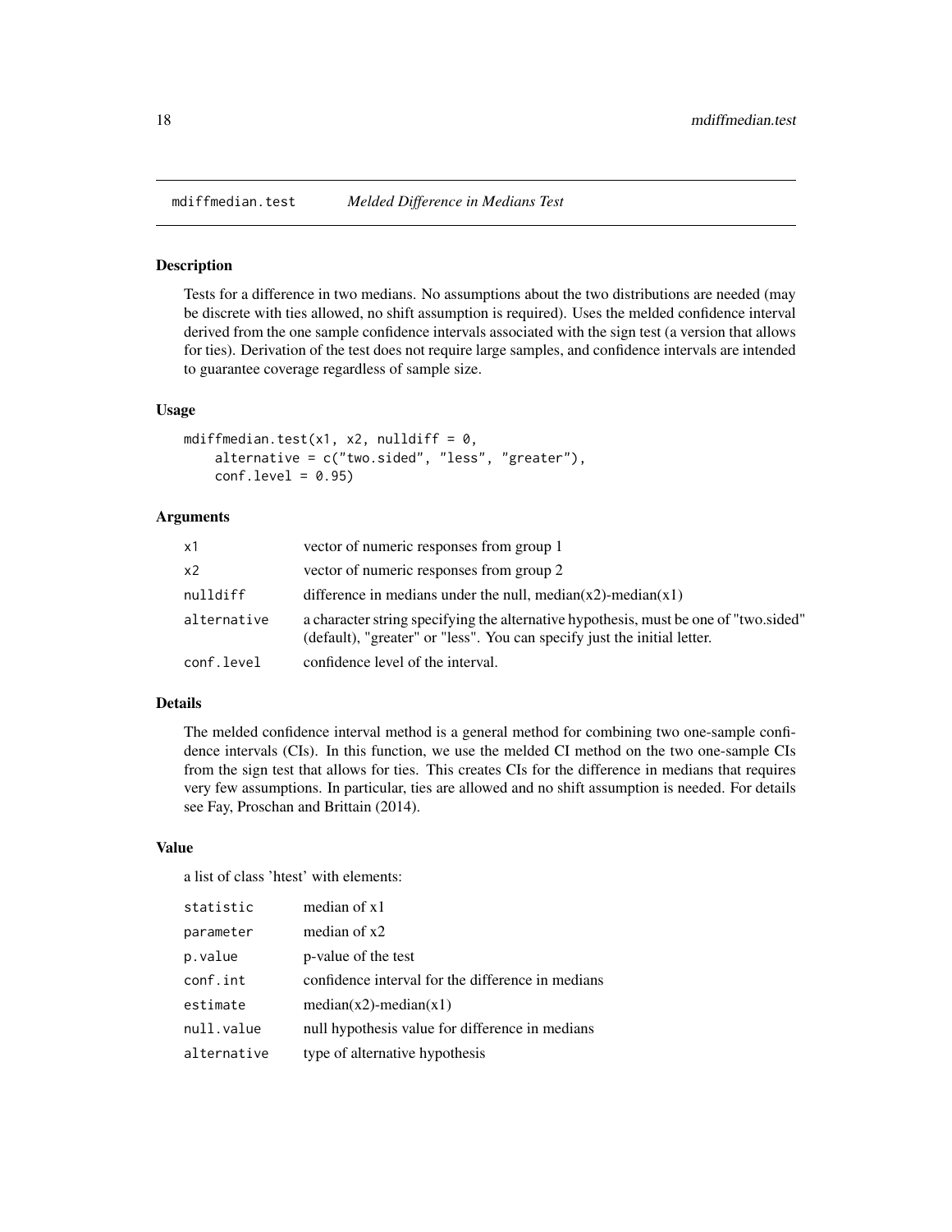# mdiffmedian.test *Melded Difference in Medians Test*

## Description

Tests for a difference in two medians. No assumptions about the two distributions are needed (may be discrete with ties allowed, no shift assumption is required). Uses the melded confidence interval derived from the one sample confidence intervals associated with the sign test (a version that allows for ties). Derivation of the test does not require large samples, and confidence intervals are intended to guarantee coverage regardless of sample size.

## Usage

```
mdiffmedian.test(x1, x2, nulldiff = 0,
    alternative = c("two.sided", "less", "greater"),
    conf.level = 0.95)
```

## Arguments

| | |
|---|---|
| x1 | vector of numeric responses from group 1 |
| x2 | vector of numeric responses from group 2 |
| nulldiff | difference in medians under the null, median(x2)-median(x1) |
| alternative | a character string specifying the alternative hypothesis, must be one of "two.sided" (default), "greater" or "less". You can specify just the initial letter. |
| conf.level | confidence level of the interval. |

## Details

The melded confidence interval method is a general method for combining two one-sample confidence intervals (CIs). In this function, we use the melded CI method on the two one-sample CIs from the sign test that allows for ties. This creates CIs for the difference in medians that requires very few assumptions. In particular, ties are allowed and no shift assumption is needed. For details see Fay, Proschan and Brittain (2014).

## Value

a list of class 'htest' with elements:

| | |
|---|---|
| statistic | median of x1 |
| parameter | median of x2 |
| p.value | p-value of the test |
| conf.int | confidence interval for the difference in medians |
| estimate | median(x2)-median(x1) |
| null.value | null hypothesis value for difference in medians |
| alternative | type of alternative hypothesis |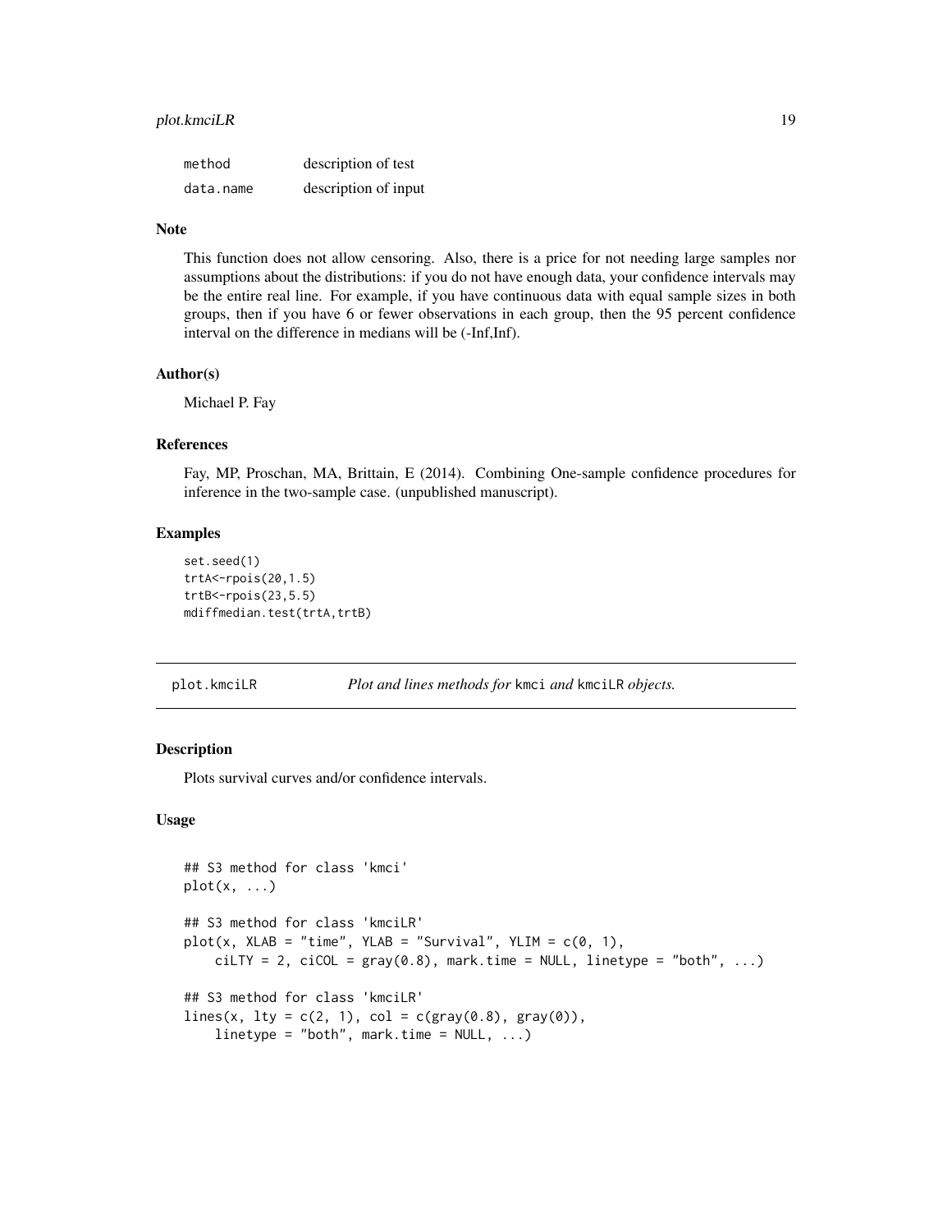| | |
|---|---|
| method | description of test |
| data.name | description of input |

### Note

This function does not allow censoring. Also, there is a price for not needing large samples nor assumptions about the distributions: if you do not have enough data, your confidence intervals may be the entire real line. For example, if you have continuous data with equal sample sizes in both groups, then if you have 6 or fewer observations in each group, then the 95 percent confidence interval on the difference in medians will be (-Inf,Inf).

### Author(s)

Michael P. Fay

### References

Fay, MP, Proschan, MA, Brittain, E (2014). Combining One-sample confidence procedures for inference in the two-sample case. (unpublished manuscript).

### Examples

```
set.seed(1)
trtA<-rpois(20,1.5)
trtB<-rpois(23,5.5)
mdiffmedian.test(trtA,trtB)
```

---

## plot.kmciLR — *Plot and lines methods for* `kmci` *and* `kmciLR` *objects.*

### Description

Plots survival curves and/or confidence intervals.

### Usage

```
## S3 method for class 'kmci'
plot(x, ...)

## S3 method for class 'kmciLR'
plot(x, XLAB = "time", YLAB = "Survival", YLIM = c(0, 1),
    ciLTY = 2, ciCOL = gray(0.8), mark.time = NULL, linetype = "both", ...)

## S3 method for class 'kmciLR'
lines(x, lty = c(2, 1), col = c(gray(0.8), gray(0)),
    linetype = "both", mark.time = NULL, ...)
```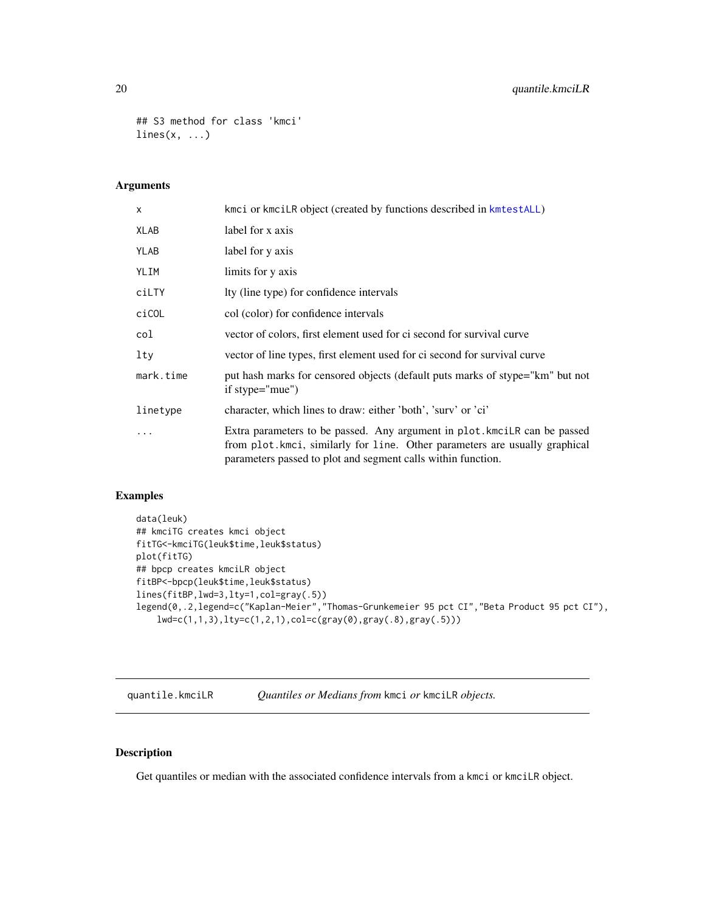```
## S3 method for class 'kmci'
lines(x, ...)
```

### Arguments

| | |
|---|---|
| x | kmci or kmciLR object (created by functions described in kmtestALL) |
| XLAB | label for x axis |
| YLAB | label for y axis |
| YLIM | limits for y axis |
| ciLTY | lty (line type) for confidence intervals |
| ciCOL | col (color) for confidence intervals |
| col | vector of colors, first element used for ci second for survival curve |
| lty | vector of line types, first element used for ci second for survival curve |
| mark.time | put hash marks for censored objects (default puts marks of stype="km" but not if stype="mue") |
| linetype | character, which lines to draw: either 'both', 'surv' or 'ci' |
| ... | Extra parameters to be passed. Any argument in plot.kmciLR can be passed from plot.kmci, similarly for line. Other parameters are usually graphical parameters passed to plot and segment calls within function. |

### Examples

```
data(leuk)
## kmciTG creates kmci object
fitTG<-kmciTG(leuk$time,leuk$status)
plot(fitTG)
## bpcp creates kmciLR object
fitBP<-bpcp(leuk$time,leuk$status)
lines(fitBP,lwd=3,lty=1,col=gray(.5))
legend(0,.2,legend=c("Kaplan-Meier","Thomas-Grunkemeier 95 pct CI","Beta Product 95 pct CI"),
    lwd=c(1,1,3),lty=c(1,2,1),col=c(gray(0),gray(.8),gray(.5)))
```

---

## quantile.kmciLR — *Quantiles or Medians from* kmci *or* kmciLR *objects.*

---

### Description

Get quantiles or median with the associated confidence intervals from a kmci or kmciLR object.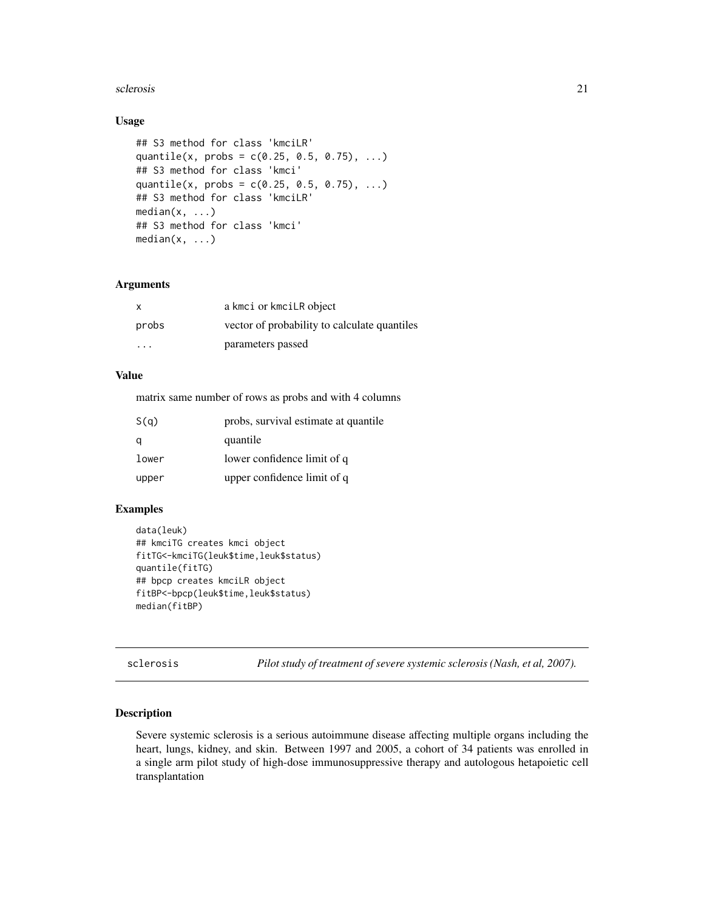## Usage

```
## S3 method for class 'kmciLR'
quantile(x, probs = c(0.25, 0.5, 0.75), ...)
## S3 method for class 'kmci'
quantile(x, probs = c(0.25, 0.5, 0.75), ...)
## S3 method for class 'kmciLR'
median(x, ...)
## S3 method for class 'kmci'
median(x, ...)
```

## Arguments

| | |
|---|---|
| x | a kmci or kmciLR object |
| probs | vector of probability to calculate quantiles |
| ... | parameters passed |

## Value

matrix same number of rows as probs and with 4 columns

| | |
|---|---|
| S(q) | probs, survival estimate at quantile |
| q | quantile |
| lower | lower confidence limit of q |
| upper | upper confidence limit of q |

## Examples

```
data(leuk)
## kmciTG creates kmci object
fitTG<-kmciTG(leuk$time,leuk$status)
quantile(fitTG)
## bpcp creates kmciLR object
fitBP<-bpcp(leuk$time,leuk$status)
median(fitBP)
```

# sclerosis — *Pilot study of treatment of severe systemic sclerosis (Nash, et al, 2007).*

## Description

Severe systemic sclerosis is a serious autoimmune disease affecting multiple organs including the heart, lungs, kidney, and skin. Between 1997 and 2005, a cohort of 34 patients was enrolled in a single arm pilot study of high-dose immunosuppressive therapy and autologous hetapoietic cell transplantation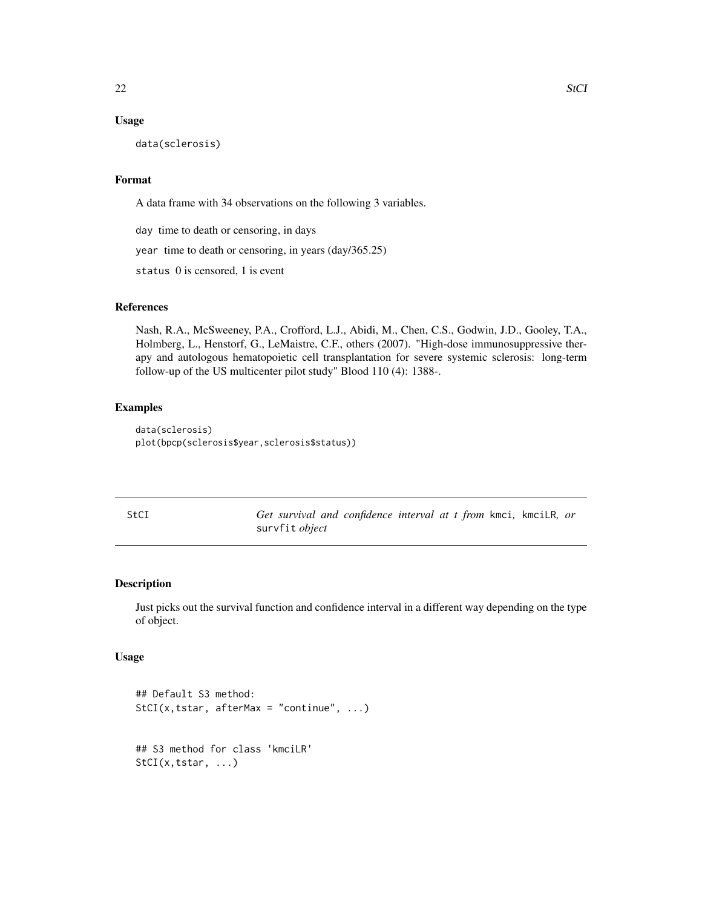### Usage

```
data(sclerosis)
```

### Format

A data frame with 34 observations on the following 3 variables.

`day` time to death or censoring, in days

`year` time to death or censoring, in years (day/365.25)

`status` 0 is censored, 1 is event

### References

Nash, R.A., McSweeney, P.A., Crofford, L.J., Abidi, M., Chen, C.S., Godwin, J.D., Gooley, T.A., Holmberg, L., Henstorf, G., LeMaistre, C.F., others (2007). "High-dose immunosuppressive therapy and autologous hematopoietic cell transplantation for severe systemic sclerosis: long-term follow-up of the US multicenter pilot study" Blood 110 (4): 1388-.

### Examples

```
data(sclerosis)
plot(bpcp(sclerosis$year,sclerosis$status))
```

---

## StCI — *Get survival and confidence interval at t from* kmci*,* kmciLR*, or* survfit *object*

### Description

Just picks out the survival function and confidence interval in a different way depending on the type of object.

### Usage

```
## Default S3 method:
StCI(x,tstar, afterMax = "continue", ...)


## S3 method for class 'kmciLR'
StCI(x,tstar, ...)
```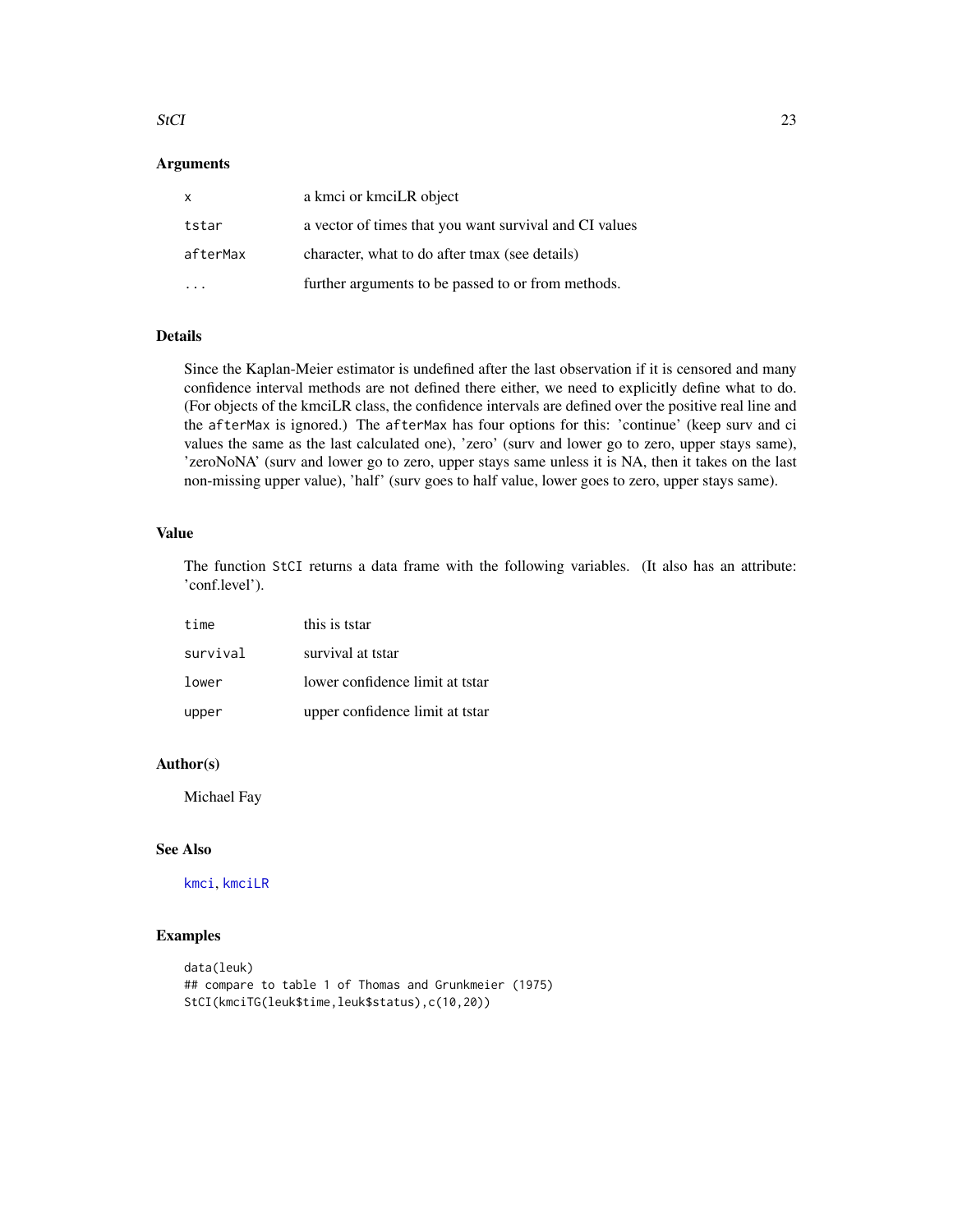### Arguments

| | |
|---|---|
| `x` | a kmci or kmciLR object |
| `tstar` | a vector of times that you want survival and CI values |
| `afterMax` | character, what to do after tmax (see details) |
| `...` | further arguments to be passed to or from methods. |

### Details

Since the Kaplan-Meier estimator is undefined after the last observation if it is censored and many confidence interval methods are not defined there either, we need to explicitly define what to do. (For objects of the kmciLR class, the confidence intervals are defined over the positive real line and the `afterMax` is ignored.) The `afterMax` has four options for this: 'continue' (keep surv and ci values the same as the last calculated one), 'zero' (surv and lower go to zero, upper stays same), 'zeroNoNA' (surv and lower go to zero, upper stays same unless it is NA, then it takes on the last non-missing upper value), 'half' (surv goes to half value, lower goes to zero, upper stays same).

### Value

The function `StCI` returns a data frame with the following variables. (It also has an attribute: 'conf.level').

| | |
|---|---|
| `time` | this is tstar |
| `survival` | survival at tstar |
| `lower` | lower confidence limit at tstar |
| `upper` | upper confidence limit at tstar |

### Author(s)

Michael Fay

### See Also

`kmci`, `kmciLR`

### Examples

```
data(leuk)
## compare to table 1 of Thomas and Grunkmeier (1975)
StCI(kmciTG(leuk$time,leuk$status),c(10,20))
```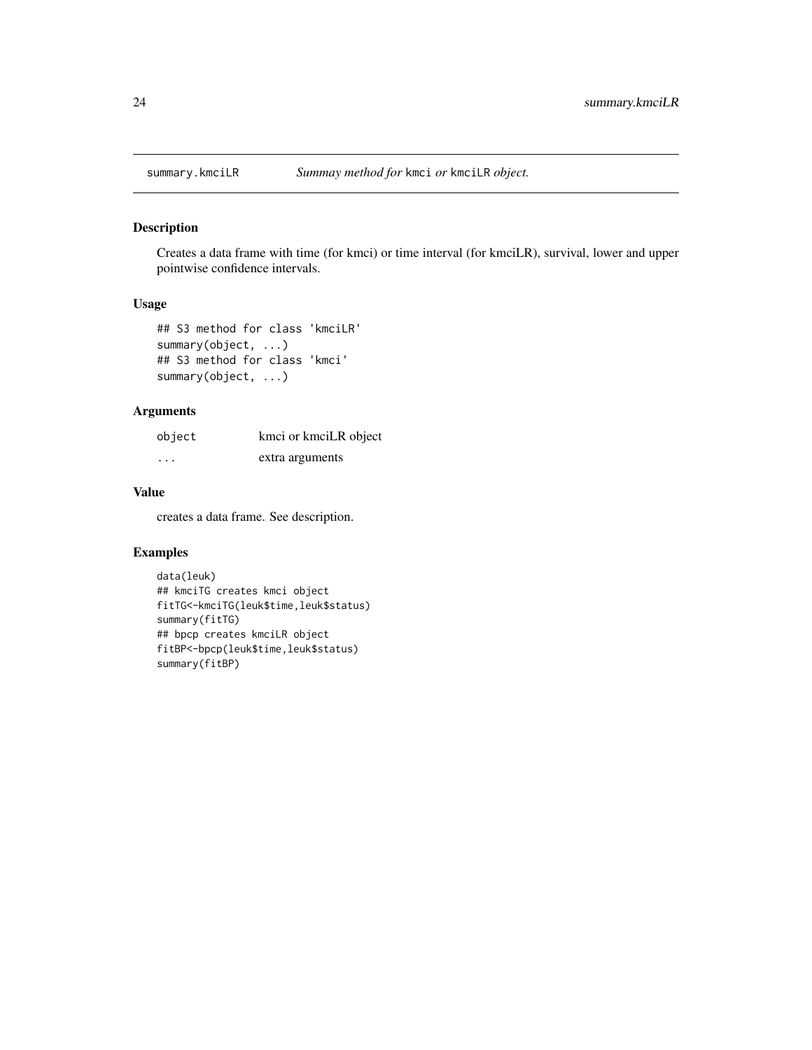summary.kmciLR *Summay method for* `kmci` *or* `kmciLR` *object.*

## Description

Creates a data frame with time (for kmci) or time interval (for kmciLR), survival, lower and upper pointwise confidence intervals.

## Usage

```
## S3 method for class 'kmciLR'
summary(object, ...)
## S3 method for class 'kmci'
summary(object, ...)
```

## Arguments

| | |
|---|---|
| object | kmci or kmciLR object |
| ... | extra arguments |

## Value

creates a data frame. See description.

## Examples

```
data(leuk)
## kmciTG creates kmci object
fitTG<-kmciTG(leuk$time,leuk$status)
summary(fitTG)
## bpcp creates kmciLR object
fitBP<-bpcp(leuk$time,leuk$status)
summary(fitBP)
```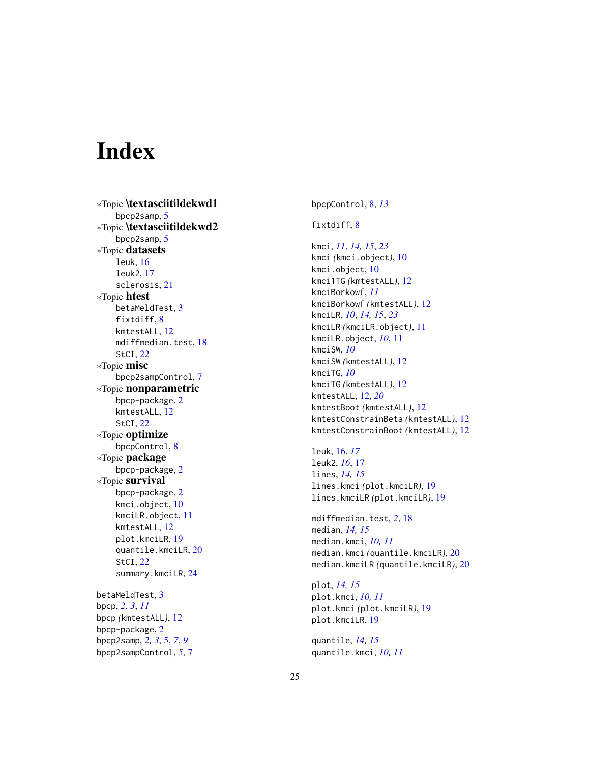# Index

*Topic **\textasciitildekwd1**
- bpcp2samp, 5

*Topic **\textasciitildekwd2**
- bpcp2samp, 5

*Topic **datasets**
- leuk, 16
- leuk2, 17
- sclerosis, 21

*Topic **htest**
- betaMeldTest, 3
- fixtdiff, 8
- kmtestALL, 12
- mdiffmedian.test, 18
- StCI, 22

*Topic **misc**
- bpcp2sampControl, 7

*Topic **nonparametric**
- bpcp-package, 2
- kmtestALL, 12
- StCI, 22

*Topic **optimize**
- bpcpControl, 8

*Topic **package**
- bpcp-package, 2

*Topic **survival**
- bpcp-package, 2
- kmci.object, 10
- kmciLR.object, 11
- kmtestALL, 12
- plot.kmciLR, 19
- quantile.kmciLR, 20
- StCI, 22
- summary.kmciLR, 24

betaMeldTest, 3
bpcp, *2*, *3*, *11*
bpcp *(*kmtestALL*)*, 12
bpcp-package, 2
bpcp2samp, *2*, *3*, 5, *7*, *9*
bpcp2sampControl, *5*, 7
bpcpControl, 8, *13*

fixtdiff, 8

kmci, *11*, *14*, *15*, *23*
kmci *(*kmci.object*)*, 10
kmci.object, 10
kmci1TG *(*kmtestALL*)*, 12
kmciBorkowf, *11*
kmciBorkowf *(*kmtestALL*)*, 12
kmciLR, *10*, *14*, *15*, *23*
kmciLR *(*kmciLR.object*)*, 11
kmciLR.object, *10*, 11
kmciSW, *10*
kmciSW *(*kmtestALL*)*, 12
kmciTG, *10*
kmciTG *(*kmtestALL*)*, 12
kmtestALL, 12, *20*
kmtestBoot *(*kmtestALL*)*, 12
kmtestConstrainBeta *(*kmtestALL*)*, 12
kmtestConstrainBoot *(*kmtestALL*)*, 12

leuk, 16, *17*
leuk2, *16*, 17
lines, *14*, *15*
lines.kmci *(*plot.kmciLR*)*, 19
lines.kmciLR *(*plot.kmciLR*)*, 19

mdiffmedian.test, *2*, 18
median, *14*, *15*
median.kmci, *10*, *11*
median.kmci *(*quantile.kmciLR*)*, 20
median.kmciLR *(*quantile.kmciLR*)*, 20

plot, *14*, *15*
plot.kmci, *10*, *11*
plot.kmci *(*plot.kmciLR*)*, 19
plot.kmciLR, 19

quantile, *14*, *15*
quantile.kmci, *10*, *11*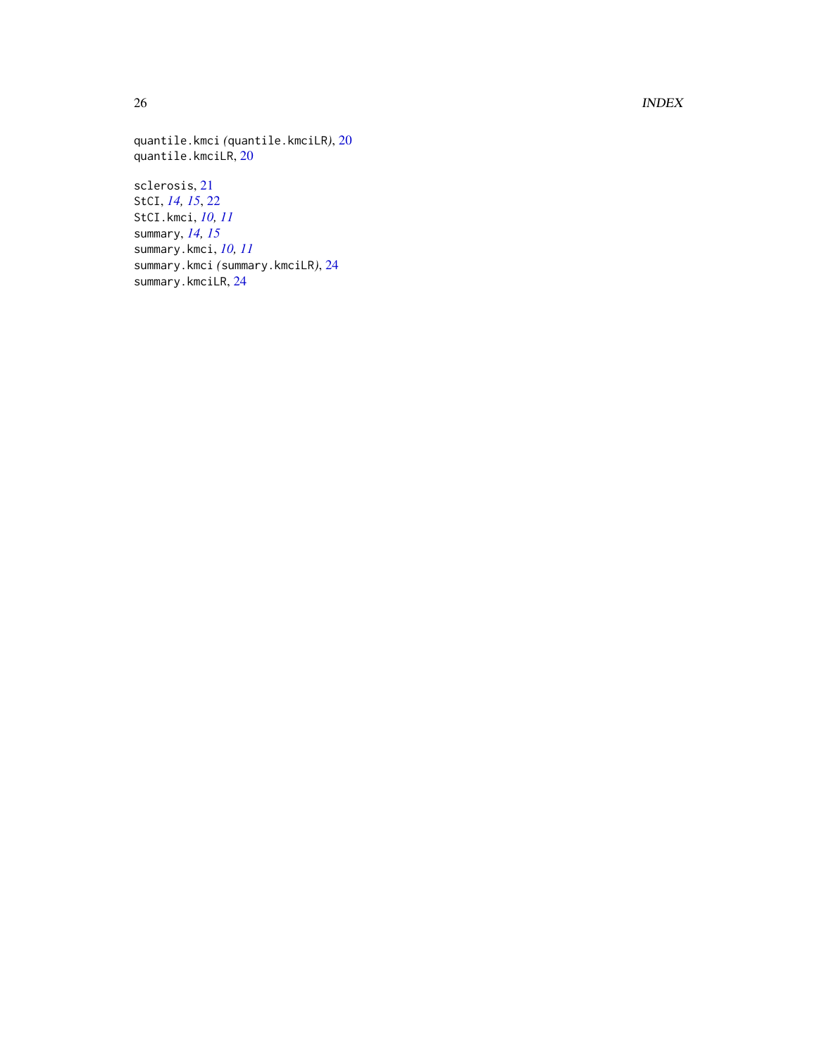quantile.kmci (quantile.kmciLR), 20
quantile.kmciLR, 20

sclerosis, 21
StCI, *14, 15*, 22
StCI.kmci, *10, 11*
summary, *14, 15*
summary.kmci, *10, 11*
summary.kmci (summary.kmciLR), 24
summary.kmciLR, 24